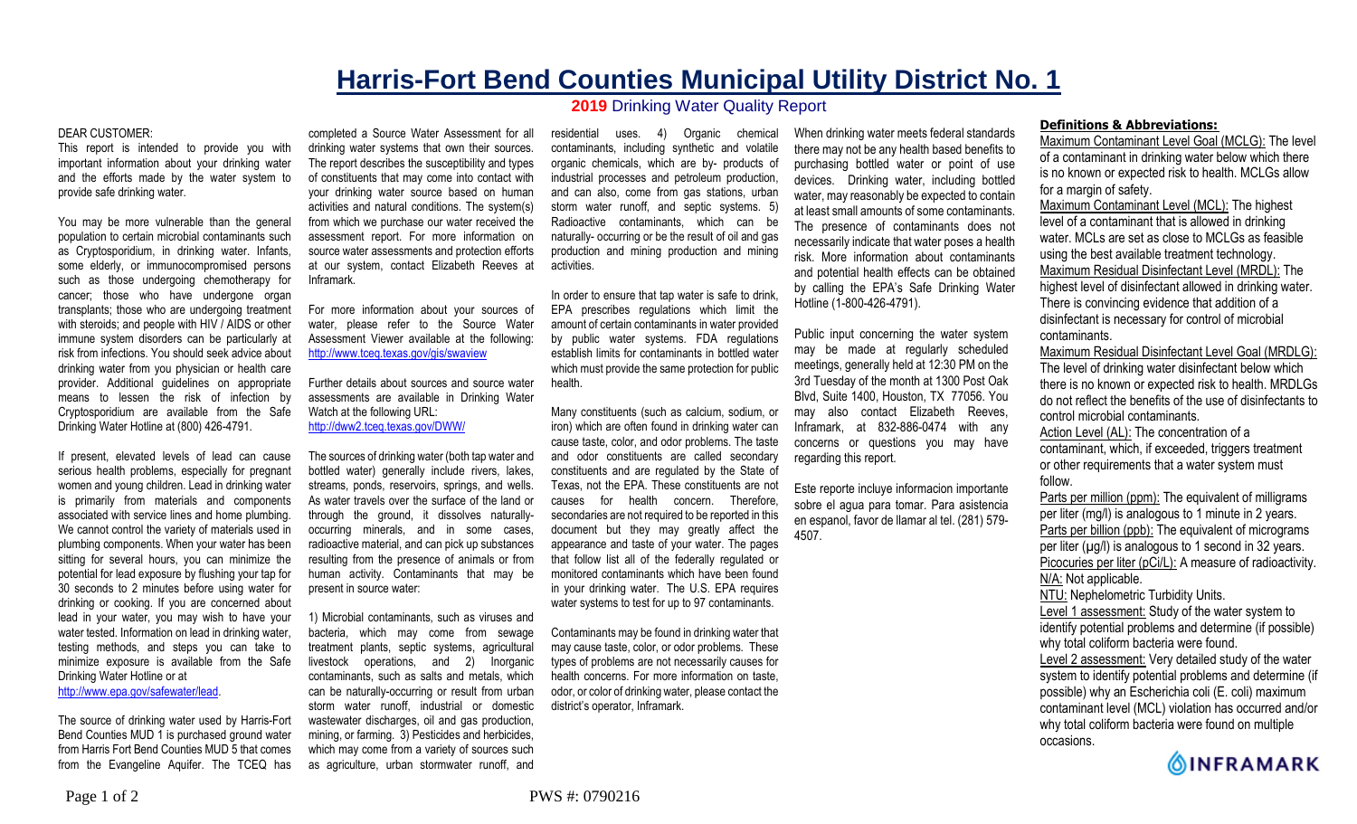# Harris-Fort Bend Counties Municipal Utility District No. 1

## 2019 Drinking Water Quality Report

DEAR CUSTOMER:

This report is intended to provide you with important information about your drinking water and the efforts made by the water system to provide safe drinking water.

You may be more vulnerable than the general population to certain microbial contaminants such as Cryptosporidium, in drinking water. Infants, some elderly, or immunocompromised persons such as those undergoing chemotherapy for cancer; those who have undergone organ transplants; those who are undergoing treatment with steroids; and people with HIV / AIDS or other immune system disorders can be particularly at risk from infections. You should seek advice about drinking water from you physician or health care provider. Additional guidelines on appropriate means to lessen the risk of infection by Cryptosporidium are available from the Safe Drinking Water Hotline at (800) 426-4791.

If present, elevated levels of lead can cause serious health problems, especially for pregnant women and young children. Lead in drinking water is primarily from materials and components associated with service lines and home plumbing. We cannot control the variety of materials used in plumbing components. When your water has been sitting for several hours, you can minimize the potential for lead exposure by flushing your tap for 30 seconds to 2 minutes before using water for drinking or cooking. If you are concerned about lead in your water, you may wish to have your water tested. Information on lead in drinking water, testing methods, and steps you can take to minimize exposure is available from the Safe Drinking Water Hotline or at http://www.epa.gov/safewater/lead.

The source of drinking water used by Harris-Fort Bend Counties MUD 1 is purchased ground water from Harris Fort Bend Counties MUD 5 that comes from the Evangeline Aquifer. The TCEQ has completed a Source Water Assessment for all drinking water systems that own their sources. The report describes the susceptibility and types of constituents that may come into contact with your drinking water source based on human activities and natural conditions. The system(s) from which we purchase our water received the assessment report. For more information on source water assessments and protection efforts at our system, contact Elizabeth Reeves at Inframark.

For more information about your sources of water, please refer to the Source Water Assessment Viewer available at the following: http://www.tceq.texas.gov/gis/swaview

Further details about sources and source water assessments are available in Drinking Water Watch at the following URL: http://dww2.tceq.texas.gov/DWW/

The sources of drinking water (both tap water and bottled water) generally include rivers, lakes, streams, ponds, reservoirs, springs, and wells. As water travels over the surface of the land or through the ground, it dissolves naturally-occurring minerals, and in some cases, radioactive material, and can pick up substances resulting from the presence of animals or from human activity. Contaminants that may be present in source water:

1) Microbial contaminants, such as viruses and bacteria, which may come from sewage treatment plants, septic systems, agricultural livestock operations, and 2) Inorganic contaminants, such as salts and metals, which can be naturally-occurring or result from urban storm water runoff, industrial or domestic wastewater discharges, oil and gas production, mining, or farming. 3) Pesticides and herbicides, which may come from a variety of sources such as agriculture, urban stormwater runoff, and residential uses. 4) Organic chemical contaminants, including synthetic and volatile organic chemicals, which are by- products of industrial processes and petroleum production, and can also, come from gas stations, urban storm water runoff, and septic systems. 5) Radioactive contaminants, which can be naturally- occurring or be the result of oil and gas production and mining production and mining activities.

In order to ensure that tap water is safe to drink, EPA prescribes regulations which limit the amount of certain contaminants in water provided by public water systems. FDA regulations establish limits for contaminants in bottled water which must provide the same protection for public health.

Many constituents (such as calcium, sodium, or iron) which are often found in drinking water can cause taste, color, and odor problems. The taste and odor constituents are called secondary constituents and are regulated by the State of Texas, not the EPA. These constituents are not causes for health concern. Therefore, secondaries are not required to be reported in this document but they may greatly affect the appearance and taste of your water. The pages that follow list all of the federally regulated or monitored contaminants which have been found in your drinking water. The U.S. EPA requires water systems to test for up to 97 contaminants.

Contaminants may be found in drinking water that may cause taste, color, or odor problems. These types of problems are not necessarily causes for health concerns. For more information on taste, odor, or color of drinking water, please contact the district's operator, Inframark.

When drinking water meets federal standards there may not be any health based benefits to purchasing bottled water or point of use devices. Drinking water, including bottled water, may reasonably be expected to contain at least small amounts of some contaminants. The presence of contaminants does not necessarily indicate that water poses a health risk. More information about contaminants and potential health effects can be obtained by calling the EPA's Safe Drinking Water Hotline (1-800-426-4791).

Public input concerning the water system may be made at regularly scheduled meetings, generally held at 12:30 PM on the 3rd Tuesday of the month at 1300 Post Oak Blvd, Suite 1400, Houston, TX 77056. You may also contact Elizabeth Reeves, Inframark, at 832-886-0474 with any concerns or questions you may have regarding this report.

Este reporte incluye informacion importante sobre el agua para tomar. Para asistencia en espanol, favor de llamar al tel. (281) 579-4507.

### Definitions & Abbreviations:

Maximum Contaminant Level Goal (MCLG): The level of a contaminant in drinking water below which there is no known or expected risk to health. MCLGs allow for a margin of safety.

Maximum Contaminant Level (MCL): The highest level of a contaminant that is allowed in drinking water. MCLs are set as close to MCLGs as feasible using the best available treatment technology.

Maximum Residual Disinfectant Level (MRDL): The highest level of disinfectant allowed in drinking water. There is convincing evidence that addition of a disinfectant is necessary for control of microbial contaminants.

Maximum Residual Disinfectant Level Goal (MRDLG): The level of drinking water disinfectant below which there is no known or expected risk to health. MRDLGs do not reflect the benefits of the use of disinfectants to control microbial contaminants.

Action Level (AL): The concentration of a contaminant, which, if exceeded, triggers treatment or other requirements that a water system must follow.

Parts per million (ppm): The equivalent of milligrams per liter (mg/l) is analogous to 1 minute in 2 years.

Parts per billion (ppb): The equivalent of micrograms per liter (µg/l) is analogous to 1 second in 32 years.

Picocuries per liter (pCi/L): A measure of radioactivity.

N/A: Not applicable.

NTU: Nephelometric Turbidity Units.

Level 1 assessment: Study of the water system to identify potential problems and determine (if possible) why total coliform bacteria were found.

Level 2 assessment: Very detailed study of the water system to identify potential problems and determine (if possible) why an Escherichia coli (E. coli) maximum contaminant level (MCL) violation has occurred and/or why total coliform bacteria were found on multiple occasions.

INFRAMARK

PWS #: 0790216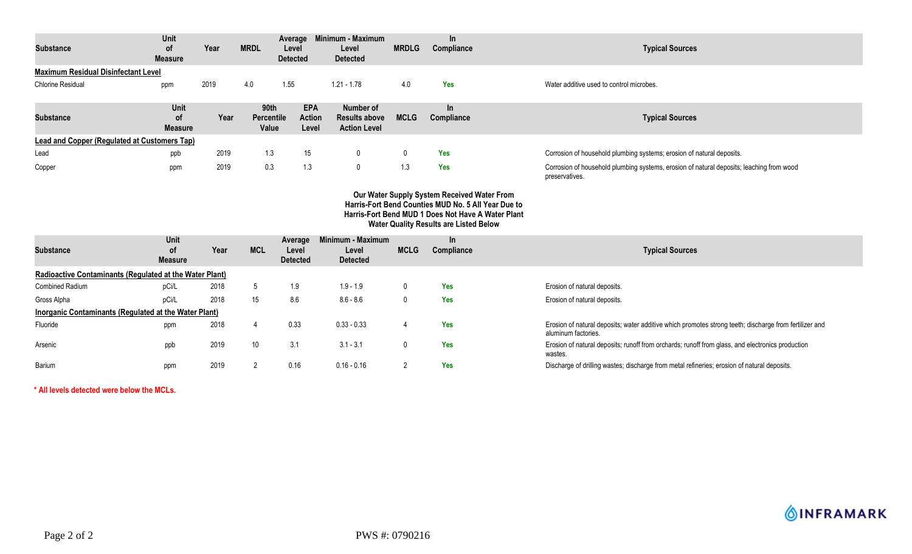| Substance | Unit of Measure | Year | MRDL | Average Level Detected | Minimum - Maximum Level Detected | MRDLG | In Compliance | Typical Sources |
|---|---|---|---|---|---|---|---|---|
| **Maximum Residual Disinfectant Level** | | | | | | | | |
| Chlorine Residual | ppm | 2019 | 4.0 | 1.55 | 1.21 - 1.78 | 4.0 | Yes | Water additive used to control microbes. |

| Substance | Unit of Measure | Year | 90th Percentile Value | EPA Action Level | Number of Results above Action Level | MCLG | In Compliance | Typical Sources |
|---|---|---|---|---|---|---|---|---|
| **Lead and Copper (Regulated at Customers Tap)** | | | | | | | | |
| Lead | ppb | 2019 | 1.3 | 15 | 0 | 0 | Yes | Corrosion of household plumbing systems; erosion of natural deposits. |
| Copper | ppm | 2019 | 0.3 | 1.3 | 0 | 1.3 | Yes | Corrosion of household plumbing systems, erosion of natural deposits; leaching from wood preservatives. |

**Our Water Supply System Received Water From Harris-Fort Bend Counties MUD No. 5 All Year Due to Harris-Fort Bend MUD 1 Does Not Have A Water Plant Water Quality Results are Listed Below**

| Substance | Unit of Measure | Year | MCL | Average Level Detected | Minimum - Maximum Level Detected | MCLG | In Compliance | Typical Sources |
|---|---|---|---|---|---|---|---|---|
| **Radioactive Contaminants (Regulated at the Water Plant)** | | | | | | | | |
| Combined Radium | pCi/L | 2018 | 5 | 1.9 | 1.9 - 1.9 | 0 | Yes | Erosion of natural deposits. |
| Gross Alpha | pCi/L | 2018 | 15 | 8.6 | 8.6 - 8.6 | 0 | Yes | Erosion of natural deposits. |
| **Inorganic Contaminants (Regulated at the Water Plant)** | | | | | | | | |
| Fluoride | ppm | 2018 | 4 | 0.33 | 0.33 - 0.33 | 4 | Yes | Erosion of natural deposits; water additive which promotes strong teeth; discharge from fertilizer and aluminum factories. |
| Arsenic | ppb | 2019 | 10 | 3.1 | 3.1 - 3.1 | 0 | Yes | Erosion of natural deposits; runoff from orchards; runoff from glass, and electronics production wastes. |
| Barium | ppm | 2019 | 2 | 0.16 | 0.16 - 0.16 | 2 | Yes | Discharge of drilling wastes; discharge from metal refineries; erosion of natural deposits. |

**\* All levels detected were below the MCLs.**

INFRAMARK

PWS #: 0790216